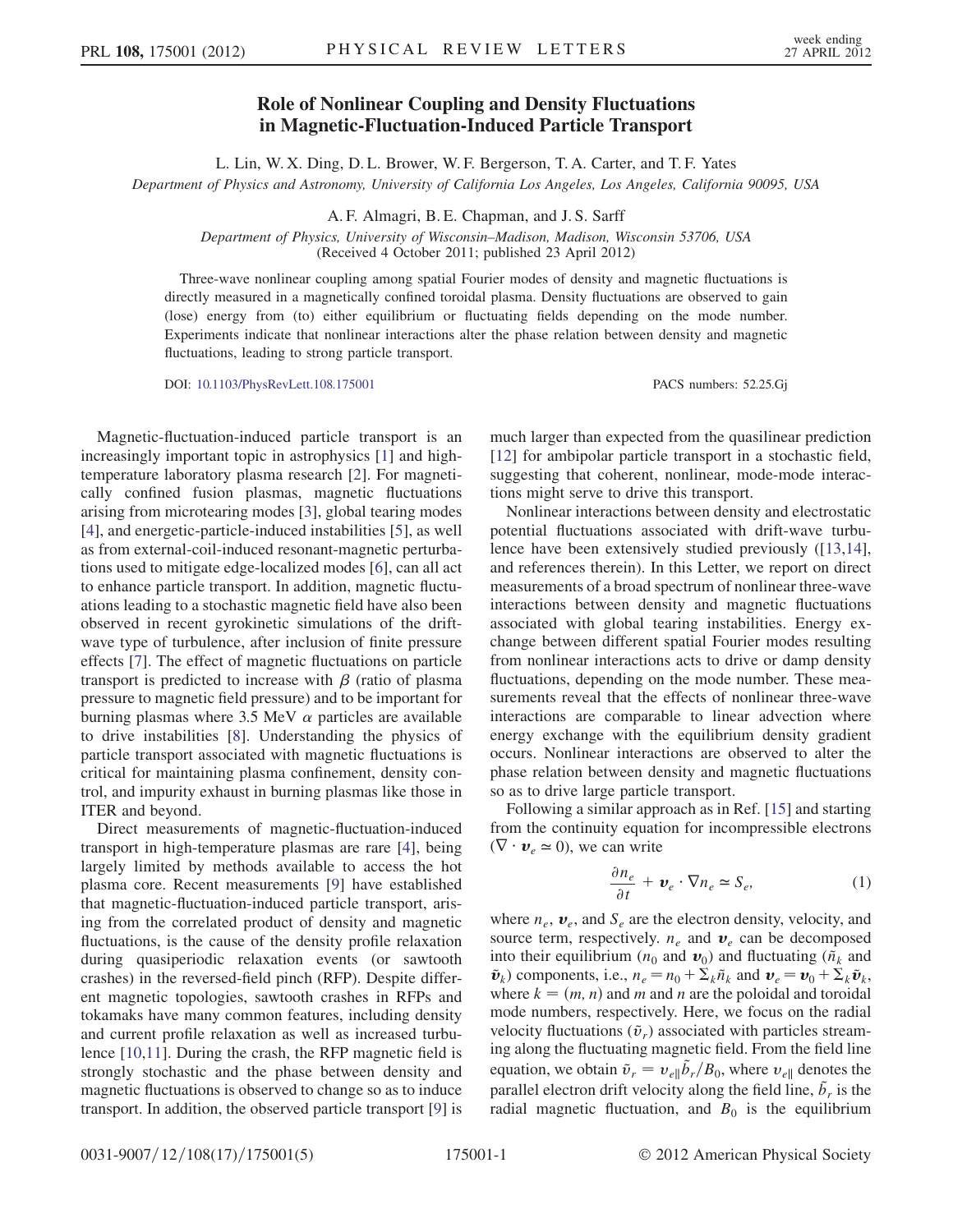# Role of Nonlinear Coupling and Density Fluctuations in Magnetic-Fluctuation-Induced Particle Transport

L. Lin, W. X. Ding, D. L. Brower, W. F. Bergerson, T. A. Carter, and T. F. Yates

*Department of Physics and Astronomy, University of California Los Angeles, Los Angeles, California 90095, USA*

A. F. Almagri, B. E. Chapman, and J. S. Sarff

*Department of Physics, University of Wisconsin–Madison, Madison, Wisconsin 53706, USA*

(Received 4 October 2011; published 23 April 2012)

Three-wave nonlinear coupling among spatial Fourier modes of density and magnetic fluctuations is directly measured in a magnetically confined toroidal plasma. Density fluctuations are observed to gain (lose) energy from (to) either equilibrium or fluctuating fields depending on the mode number. Experiments indicate that nonlinear interactions alter the phase relation between density and magnetic fluctuations, leading to strong particle transport.

DOI: 10.1103/PhysRevLett.108.175001 PACS numbers: 52.25.Gj

Magnetic-fluctuation-induced particle transport is an increasingly important topic in astrophysics [1] and high-temperature laboratory plasma research [2]. For magnetically confined fusion plasmas, magnetic fluctuations arising from microtearing modes [3], global tearing modes [4], and energetic-particle-induced instabilities [5], as well as from external-coil-induced resonant-magnetic perturbations used to mitigate edge-localized modes [6], can all act to enhance particle transport. In addition, magnetic fluctuations leading to a stochastic magnetic field have also been observed in recent gyrokinetic simulations of the drift-wave type of turbulence, after inclusion of finite pressure effects [7]. The effect of magnetic fluctuations on particle transport is predicted to increase with $\beta$ (ratio of plasma pressure to magnetic field pressure) and to be important for burning plasmas where 3.5 MeV $\alpha$ particles are available to drive instabilities [8]. Understanding the physics of particle transport associated with magnetic fluctuations is critical for maintaining plasma confinement, density control, and impurity exhaust in burning plasmas like those in ITER and beyond.

Direct measurements of magnetic-fluctuation-induced transport in high-temperature plasmas are rare [4], being largely limited by methods available to access the hot plasma core. Recent measurements [9] have established that magnetic-fluctuation-induced particle transport, arising from the correlated product of density and magnetic fluctuations, is the cause of the density profile relaxation during quasiperiodic relaxation events (or sawtooth crashes) in the reversed-field pinch (RFP). Despite different magnetic topologies, sawtooth crashes in RFPs and tokamaks have many common features, including density and current profile relaxation as well as increased turbulence [10,11]. During the crash, the RFP magnetic field is strongly stochastic and the phase between density and magnetic fluctuations is observed to change so as to induce transport. In addition, the observed particle transport [9] is much larger than expected from the quasilinear prediction [12] for ambipolar particle transport in a stochastic field, suggesting that coherent, nonlinear, mode-mode interactions might serve to drive this transport.

Nonlinear interactions between density and electrostatic potential fluctuations associated with drift-wave turbulence have been extensively studied previously ([13,14], and references therein). In this Letter, we report on direct measurements of a broad spectrum of nonlinear three-wave interactions between density and magnetic fluctuations associated with global tearing instabilities. Energy exchange between different spatial Fourier modes resulting from nonlinear interactions acts to drive or damp density fluctuations, depending on the mode number. These measurements reveal that the effects of nonlinear three-wave interactions are comparable to linear advection where energy exchange with the equilibrium density gradient occurs. Nonlinear interactions are observed to alter the phase relation between density and magnetic fluctuations so as to drive large particle transport.

Following a similar approach as in Ref. [15] and starting from the continuity equation for incompressible electrons ($\nabla \cdot \boldsymbol{v}_e \simeq 0$), we can write

$$\frac{\partial n_e}{\partial t} + \boldsymbol{v}_e \cdot \nabla n_e \simeq S_e, \tag{1}$$

where $n_e$, $\boldsymbol{v}_e$, and $S_e$ are the electron density, velocity, and source term, respectively. $n_e$ and $\boldsymbol{v}_e$ can be decomposed into their equilibrium ($n_0$ and $\boldsymbol{v}_0$) and fluctuating ($\tilde{n}_k$ and $\tilde{\boldsymbol{v}}_k$) components, i.e., $n_e = n_0 + \Sigma_k \tilde{n}_k$ and $\boldsymbol{v}_e = \boldsymbol{v}_0 + \Sigma_k \tilde{\boldsymbol{v}}_k$, where $k = (m, n)$ and $m$ and $n$ are the poloidal and toroidal mode numbers, respectively. Here, we focus on the radial velocity fluctuations ($\tilde{v}_r$) associated with particles streaming along the fluctuating magnetic field. From the field line equation, we obtain $\tilde{v}_r = v_{e\parallel} \tilde{b}_r / B_0$, where $v_{e\parallel}$ denotes the parallel electron drift velocity along the field line, $\tilde{b}_r$ is the radial magnetic fluctuation, and $B_0$ is the equilibrium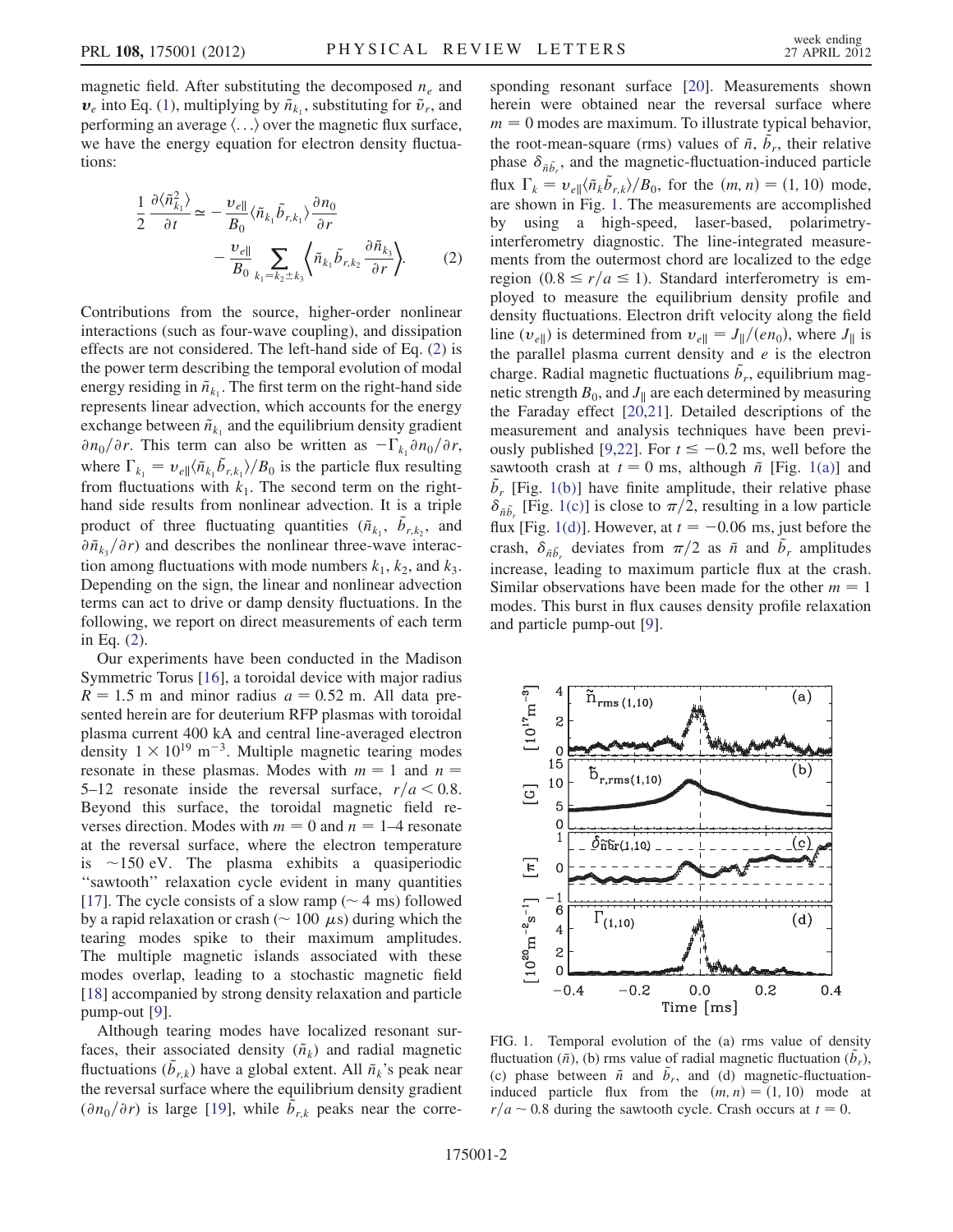magnetic field. After substituting the decomposed $n_e$ and $\boldsymbol{v}_e$ into Eq. (1), multiplying by $\tilde{n}_{k_1}$, substituting for $\tilde{v}_r$, and performing an average $\langle \ldots \rangle$ over the magnetic flux surface, we have the energy equation for electron density fluctuations:

$$\frac{1}{2}\frac{\partial \langle \tilde{n}_{k_1}^2 \rangle}{\partial t} \simeq -\frac{v_{e\parallel}}{B_0}\langle \tilde{n}_{k_1}\tilde{b}_{r,k_1}\rangle \frac{\partial n_0}{\partial r} - \frac{v_{e\parallel}}{B_0}\sum_{k_1=k_2\pm k_3}\left\langle \tilde{n}_{k_1}\tilde{b}_{r,k_2}\frac{\partial \tilde{n}_{k_3}}{\partial r}\right\rangle. \quad (2)$$

Contributions from the source, higher-order nonlinear interactions (such as four-wave coupling), and dissipation effects are not considered. The left-hand side of Eq. (2) is the power term describing the temporal evolution of modal energy residing in $\tilde{n}_{k_1}$. The first term on the right-hand side represents linear advection, which accounts for the energy exchange between $\tilde{n}_{k_1}$ and the equilibrium density gradient $\partial n_0/\partial r$. This term can also be written as $-\Gamma_{k_1}\partial n_0/\partial r$, where $\Gamma_{k_1} = v_{e\parallel}\langle \tilde{n}_{k_1}\tilde{b}_{r,k_1}\rangle/B_0$ is the particle flux resulting from fluctuations with $k_1$. The second term on the right-hand side results from nonlinear advection. It is a triple product of three fluctuating quantities ($\tilde{n}_{k_1}$, $\tilde{b}_{r,k_2}$, and $\partial\tilde{n}_{k_3}/\partial r$) and describes the nonlinear three-wave interaction among fluctuations with mode numbers $k_1$, $k_2$, and $k_3$. Depending on the sign, the linear and nonlinear advection terms can act to drive or damp density fluctuations. In the following, we report on direct measurements of each term in Eq. (2).

Our experiments have been conducted in the Madison Symmetric Torus [16], a toroidal device with major radius $R = 1.5$ m and minor radius $a = 0.52$ m. All data presented herein are for deuterium RFP plasmas with toroidal plasma current 400 kA and central line-averaged electron density $1 \times 10^{19}$ m$^{-3}$. Multiple magnetic tearing modes resonate in these plasmas. Modes with $m = 1$ and $n =$ 5–12 resonate inside the reversal surface, $r/a < 0.8$. Beyond this surface, the toroidal magnetic field reverses direction. Modes with $m = 0$ and $n = 1$–4 resonate at the reversal surface, where the electron temperature is $\sim$150 eV. The plasma exhibits a quasiperiodic "sawtooth" relaxation cycle evident in many quantities [17]. The cycle consists of a slow ramp ($\sim$ 4 ms) followed by a rapid relaxation or crash ($\sim$ 100 $\mu$s) during which the tearing modes spike to their maximum amplitudes. The multiple magnetic islands associated with these modes overlap, leading to a stochastic magnetic field [18] accompanied by strong density relaxation and particle pump-out [9].

Although tearing modes have localized resonant surfaces, their associated density ($\tilde{n}_k$) and radial magnetic fluctuations ($\tilde{b}_{r,k}$) have a global extent. All $\tilde{n}_k$'s peak near the reversal surface where the equilibrium density gradient ($\partial n_0/\partial r$) is large [19], while $\tilde{b}_{r,k}$ peaks near the corresponding resonant surface [20]. Measurements shown herein were obtained near the reversal surface where $m = 0$ modes are maximum. To illustrate typical behavior, the root-mean-square (rms) values of $\tilde{n}$, $\tilde{b}_r$, their relative phase $\delta_{\tilde{n}\tilde{b}_r}$, and the magnetic-fluctuation-induced particle flux $\Gamma_k = v_{e\parallel}\langle \tilde{n}_k\tilde{b}_{r,k}\rangle/B_0$, for the $(m, n) = (1, 10)$ mode, are shown in Fig. 1. The measurements are accomplished by using a high-speed, laser-based, polarimetry-interferometry diagnostic. The line-integrated measurements from the outermost chord are localized to the edge region ($0.8 \le r/a \le 1$). Standard interferometry is employed to measure the equilibrium density profile and density fluctuations. Electron drift velocity along the field line ($v_{e\parallel}$) is determined from $v_{e\parallel} = J_\parallel/(en_0)$, where $J_\parallel$ is the parallel plasma current density and $e$ is the electron charge. Radial magnetic fluctuations $\tilde{b}_r$, equilibrium magnetic strength $B_0$, and $J_\parallel$ are each determined by measuring the Faraday effect [20,21]. Detailed descriptions of the measurement and analysis techniques have been previously published [9,22]. For $t \le -0.2$ ms, well before the sawtooth crash at $t = 0$ ms, although $\tilde{n}$ [Fig. 1(a)] and $\tilde{b}_r$ [Fig. 1(b)] have finite amplitude, their relative phase $\delta_{\tilde{n}\tilde{b}_r}$ [Fig. 1(c)] is close to $\pi/2$, resulting in a low particle flux [Fig. 1(d)]. However, at $t = -0.06$ ms, just before the crash, $\delta_{\tilde{n}\tilde{b}_r}$ deviates from $\pi/2$ as $\tilde{n}$ and $\tilde{b}_r$ amplitudes increase, leading to maximum particle flux at the crash. Similar observations have been made for the other $m = 1$ modes. This burst in flux causes density profile relaxation and particle pump-out [9].

FIG. 1. Temporal evolution of the (a) rms value of density fluctuation ($\tilde{n}$), (b) rms value of radial magnetic fluctuation ($\tilde{b}_r$), (c) phase between $\tilde{n}$ and $\tilde{b}_r$, and (d) magnetic-fluctuation-induced particle flux from the $(m, n) = (1, 10)$ mode at $r/a \sim 0.8$ during the sawtooth cycle. Crash occurs at $t = 0$.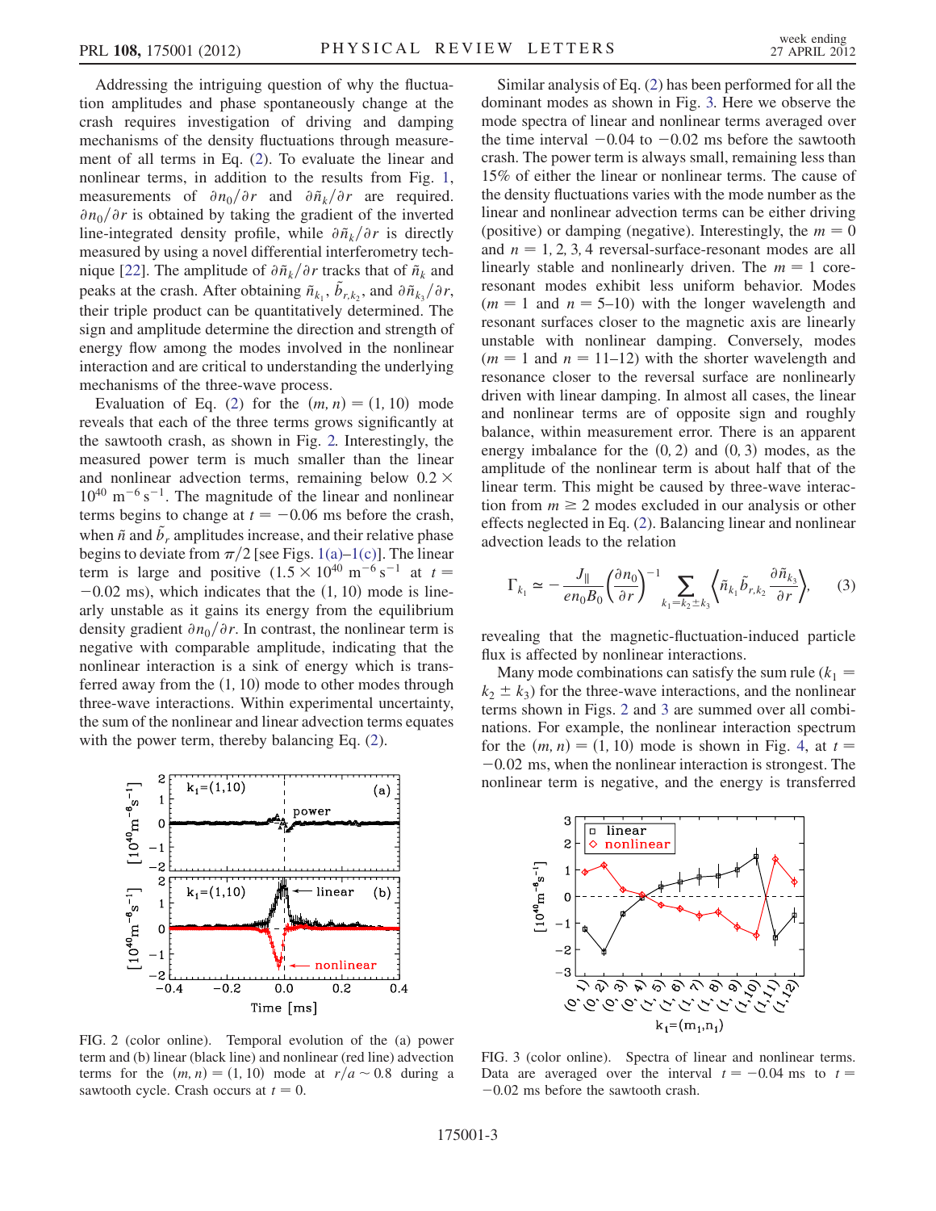Addressing the intriguing question of why the fluctuation amplitudes and phase spontaneously change at the crash requires investigation of driving and damping mechanisms of the density fluctuations through measurement of all terms in Eq. (2). To evaluate the linear and nonlinear terms, in addition to the results from Fig. 1, measurements of $\partial n_0/\partial r$ and $\partial \tilde{n}_k/\partial r$ are required. $\partial n_0/\partial r$ is obtained by taking the gradient of the inverted line-integrated density profile, while $\partial \tilde{n}_k/\partial r$ is directly measured by using a novel differential interferometry technique [22]. The amplitude of $\partial \tilde{n}_k/\partial r$ tracks that of $\tilde{n}_k$ and peaks at the crash. After obtaining $\tilde{n}_{k_1}$, $\tilde{b}_{r,k_2}$, and $\partial \tilde{n}_{k_3}/\partial r$, their triple product can be quantitatively determined. The sign and amplitude determine the direction and strength of energy flow among the modes involved in the nonlinear interaction and are critical to understanding the underlying mechanisms of the three-wave process.

Evaluation of Eq. (2) for the $(m, n) = (1, 10)$ mode reveals that each of the three terms grows significantly at the sawtooth crash, as shown in Fig. 2. Interestingly, the measured power term is much smaller than the linear and nonlinear advection terms, remaining below $0.2 \times 10^{40}\ \mathrm{m^{-6}\,s^{-1}}$. The magnitude of the linear and nonlinear terms begins to change at $t = -0.06$ ms before the crash, when $\tilde{n}$ and $\tilde{b}_r$ amplitudes increase, and their relative phase begins to deviate from $\pi/2$ [see Figs. 1(a)–1(c)]. The linear term is large and positive ($1.5 \times 10^{40}\ \mathrm{m^{-6}\,s^{-1}}$ at $t = -0.02$ ms), which indicates that the $(1, 10)$ mode is linearly unstable as it gains its energy from the equilibrium density gradient $\partial n_0/\partial r$. In contrast, the nonlinear term is negative with comparable amplitude, indicating that the nonlinear interaction is a sink of energy which is transferred away from the $(1, 10)$ mode to other modes through three-wave interactions. Within experimental uncertainty, the sum of the nonlinear and linear advection terms equates with the power term, thereby balancing Eq. (2).

FIG. 2 (color online). Temporal evolution of the (a) power term and (b) linear (black line) and nonlinear (red line) advection terms for the $(m, n) = (1, 10)$ mode at $r/a \sim 0.8$ during a sawtooth cycle. Crash occurs at $t = 0$.

Similar analysis of Eq. (2) has been performed for all the dominant modes as shown in Fig. 3. Here we observe the mode spectra of linear and nonlinear terms averaged over the time interval $-0.04$ to $-0.02$ ms before the sawtooth crash. The power term is always small, remaining less than 15% of either the linear or nonlinear terms. The cause of the density fluctuations varies with the mode number as the linear and nonlinear advection terms can be either driving (positive) or damping (negative). Interestingly, the $m = 0$ and $n = 1, 2, 3, 4$ reversal-surface-resonant modes are all linearly stable and nonlinearly driven. The $m = 1$ core-resonant modes exhibit less uniform behavior. Modes ($m = 1$ and $n = 5$–$10$) with the longer wavelength and resonant surfaces closer to the magnetic axis are linearly unstable with nonlinear damping. Conversely, modes ($m = 1$ and $n = 11$–$12$) with the shorter wavelength and resonance closer to the reversal surface are nonlinearly driven with linear damping. In almost all cases, the linear and nonlinear terms are of opposite sign and roughly balance, within measurement error. There is an apparent energy imbalance for the $(0, 2)$ and $(0, 3)$ modes, as the amplitude of the nonlinear term is about half that of the linear term. This might be caused by three-wave interaction from $m \geq 2$ modes excluded in our analysis or other effects neglected in Eq. (2). Balancing linear and nonlinear advection leads to the relation

$$\Gamma_{k_1} \simeq -\frac{J_\parallel}{e n_0 B_0}\left(\frac{\partial n_0}{\partial r}\right)^{-1} \sum_{k_1 = k_2 \pm k_3} \left\langle \tilde{n}_{k_1} \tilde{b}_{r,k_2} \frac{\partial \tilde{n}_{k_3}}{\partial r} \right\rangle, \qquad (3)$$

revealing that the magnetic-fluctuation-induced particle flux is affected by nonlinear interactions.

Many mode combinations can satisfy the sum rule ($k_1 = k_2 \pm k_3$) for the three-wave interactions, and the nonlinear terms shown in Figs. 2 and 3 are summed over all combinations. For example, the nonlinear interaction spectrum for the $(m, n) = (1, 10)$ mode is shown in Fig. 4, at $t = -0.02$ ms, when the nonlinear interaction is strongest. The nonlinear term is negative, and the energy is transferred

FIG. 3 (color online). Spectra of linear and nonlinear terms. Data are averaged over the interval $t = -0.04$ ms to $t = -0.02$ ms before the sawtooth crash.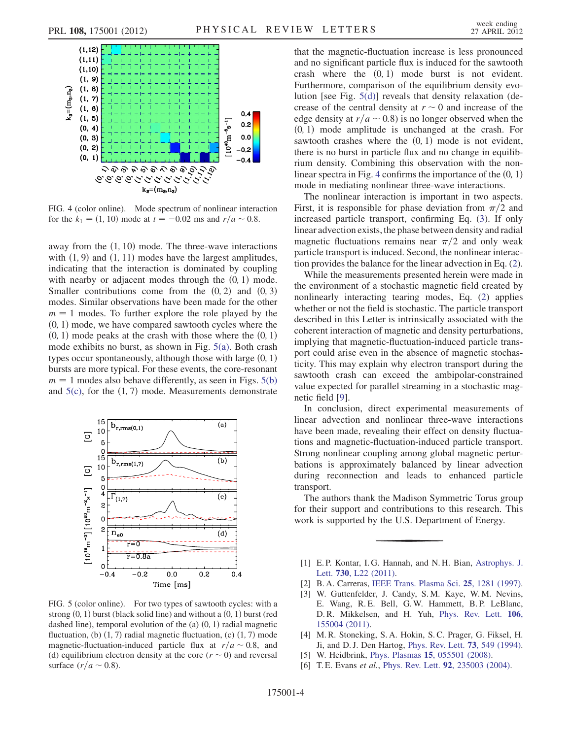FIG. 4 (color online). Mode spectrum of nonlinear interaction for the $k_1 = (1, 10)$ mode at $t = -0.02$ ms and $r/a \sim 0.8$.

away from the (1, 10) mode. The three-wave interactions with (1, 9) and (1, 11) modes have the largest amplitudes, indicating that the interaction is dominated by coupling with nearby or adjacent modes through the (0, 1) mode. Smaller contributions come from the (0, 2) and (0, 3) modes. Similar observations have been made for the other $m = 1$ modes. To further explore the role played by the (0, 1) mode, we have compared sawtooth cycles where the (0, 1) mode peaks at the crash with those where the (0, 1) mode exhibits no burst, as shown in Fig. 5(a). Both crash types occur spontaneously, although those with large (0, 1) bursts are more typical. For these events, the core-resonant $m = 1$ modes also behave differently, as seen in Figs. 5(b) and 5(c), for the (1, 7) mode. Measurements demonstrate

FIG. 5 (color online). For two types of sawtooth cycles: with a strong (0, 1) burst (black solid line) and without a (0, 1) burst (red dashed line), temporal evolution of the (a) (0, 1) radial magnetic fluctuation, (b) (1, 7) radial magnetic fluctuation, (c) (1, 7) mode magnetic-fluctuation-induced particle flux at $r/a \sim 0.8$, and (d) equilibrium electron density at the core ($r \sim 0$) and reversal surface ($r/a \sim 0.8$).

that the magnetic-fluctuation increase is less pronounced and no significant particle flux is induced for the sawtooth crash where the (0, 1) mode burst is not evident. Furthermore, comparison of the equilibrium density evolution [see Fig. 5(d)] reveals that density relaxation (decrease of the central density at $r \sim 0$ and increase of the edge density at $r/a \sim 0.8$) is no longer observed when the (0, 1) mode amplitude is unchanged at the crash. For sawtooth crashes where the (0, 1) mode is not evident, there is no burst in particle flux and no change in equilibrium density. Combining this observation with the nonlinear spectra in Fig. 4 confirms the importance of the (0, 1) mode in mediating nonlinear three-wave interactions.

The nonlinear interaction is important in two aspects. First, it is responsible for phase deviation from $\pi/2$ and increased particle transport, confirming Eq. (3). If only linear advection exists, the phase between density and radial magnetic fluctuations remains near $\pi/2$ and only weak particle transport is induced. Second, the nonlinear interaction provides the balance for the linear advection in Eq. (2).

While the measurements presented herein were made in the environment of a stochastic magnetic field created by nonlinearly interacting tearing modes, Eq. (2) applies whether or not the field is stochastic. The particle transport described in this Letter is intrinsically associated with the coherent interaction of magnetic and density perturbations, implying that magnetic-fluctuation-induced particle transport could arise even in the absence of magnetic stochasticity. This may explain why electron transport during the sawtooth crash can exceed the ambipolar-constrained value expected for parallel streaming in a stochastic magnetic field [9].

In conclusion, direct experimental measurements of linear advection and nonlinear three-wave interactions have been made, revealing their effect on density fluctuations and magnetic-fluctuation-induced particle transport. Strong nonlinear coupling among global magnetic perturbations is approximately balanced by linear advection during reconnection and leads to enhanced particle transport.

The authors thank the Madison Symmetric Torus group for their support and contributions to this research. This work is supported by the U.S. Department of Energy.

---

[1] E. P. Kontar, I. G. Hannah, and N. H. Bian, Astrophys. J. Lett. **730**, L22 (2011).
[2] B. A. Carreras, IEEE Trans. Plasma Sci. **25**, 1281 (1997).
[3] W. Guttenfelder, J. Candy, S. M. Kaye, W. M. Nevins, E. Wang, R. E. Bell, G. W. Hammett, B. P. LeBlanc, D. R. Mikkelsen, and H. Yuh, Phys. Rev. Lett. **106**, 155004 (2011).
[4] M. R. Stoneking, S. A. Hokin, S. C. Prager, G. Fiksel, H. Ji, and D. J. Den Hartog, Phys. Rev. Lett. **73**, 549 (1994).
[5] W. Heidbrink, Phys. Plasmas **15**, 055501 (2008).
[6] T. E. Evans *et al.*, Phys. Rev. Lett. **92**, 235003 (2004).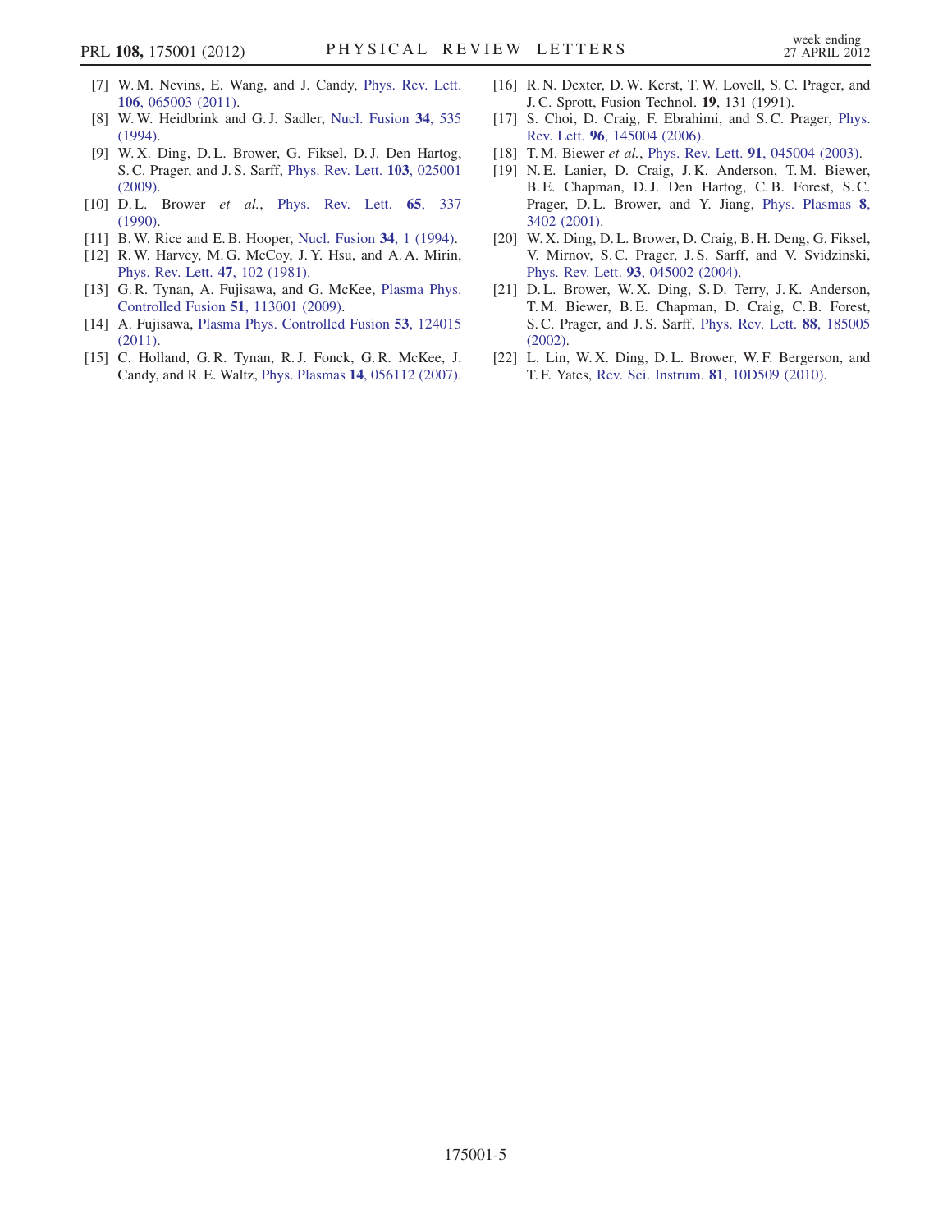[7] W. M. Nevins, E. Wang, and J. Candy, Phys. Rev. Lett. **106**, 065003 (2011).

[8] W. W. Heidbrink and G. J. Sadler, Nucl. Fusion **34**, 535 (1994).

[9] W. X. Ding, D. L. Brower, G. Fiksel, D. J. Den Hartog, S. C. Prager, and J. S. Sarff, Phys. Rev. Lett. **103**, 025001 (2009).

[10] D. L. Brower *et al.*, Phys. Rev. Lett. **65**, 337 (1990).

[11] B. W. Rice and E. B. Hooper, Nucl. Fusion **34**, 1 (1994).

[12] R. W. Harvey, M. G. McCoy, J. Y. Hsu, and A. A. Mirin, Phys. Rev. Lett. **47**, 102 (1981).

[13] G. R. Tynan, A. Fujisawa, and G. McKee, Plasma Phys. Controlled Fusion **51**, 113001 (2009).

[14] A. Fujisawa, Plasma Phys. Controlled Fusion **53**, 124015 (2011).

[15] C. Holland, G. R. Tynan, R. J. Fonck, G. R. McKee, J. Candy, and R. E. Waltz, Phys. Plasmas **14**, 056112 (2007).

[16] R. N. Dexter, D. W. Kerst, T. W. Lovell, S. C. Prager, and J. C. Sprott, Fusion Technol. **19**, 131 (1991).

[17] S. Choi, D. Craig, F. Ebrahimi, and S. C. Prager, Phys. Rev. Lett. **96**, 145004 (2006).

[18] T. M. Biewer *et al.*, Phys. Rev. Lett. **91**, 045004 (2003).

[19] N. E. Lanier, D. Craig, J. K. Anderson, T. M. Biewer, B. E. Chapman, D. J. Den Hartog, C. B. Forest, S. C. Prager, D. L. Brower, and Y. Jiang, Phys. Plasmas **8**, 3402 (2001).

[20] W. X. Ding, D. L. Brower, D. Craig, B. H. Deng, G. Fiksel, V. Mirnov, S. C. Prager, J. S. Sarff, and V. Svidzinski, Phys. Rev. Lett. **93**, 045002 (2004).

[21] D. L. Brower, W. X. Ding, S. D. Terry, J. K. Anderson, T. M. Biewer, B. E. Chapman, D. Craig, C. B. Forest, S. C. Prager, and J. S. Sarff, Phys. Rev. Lett. **88**, 185005 (2002).

[22] L. Lin, W. X. Ding, D. L. Brower, W. F. Bergerson, and T. F. Yates, Rev. Sci. Instrum. **81**, 10D509 (2010).